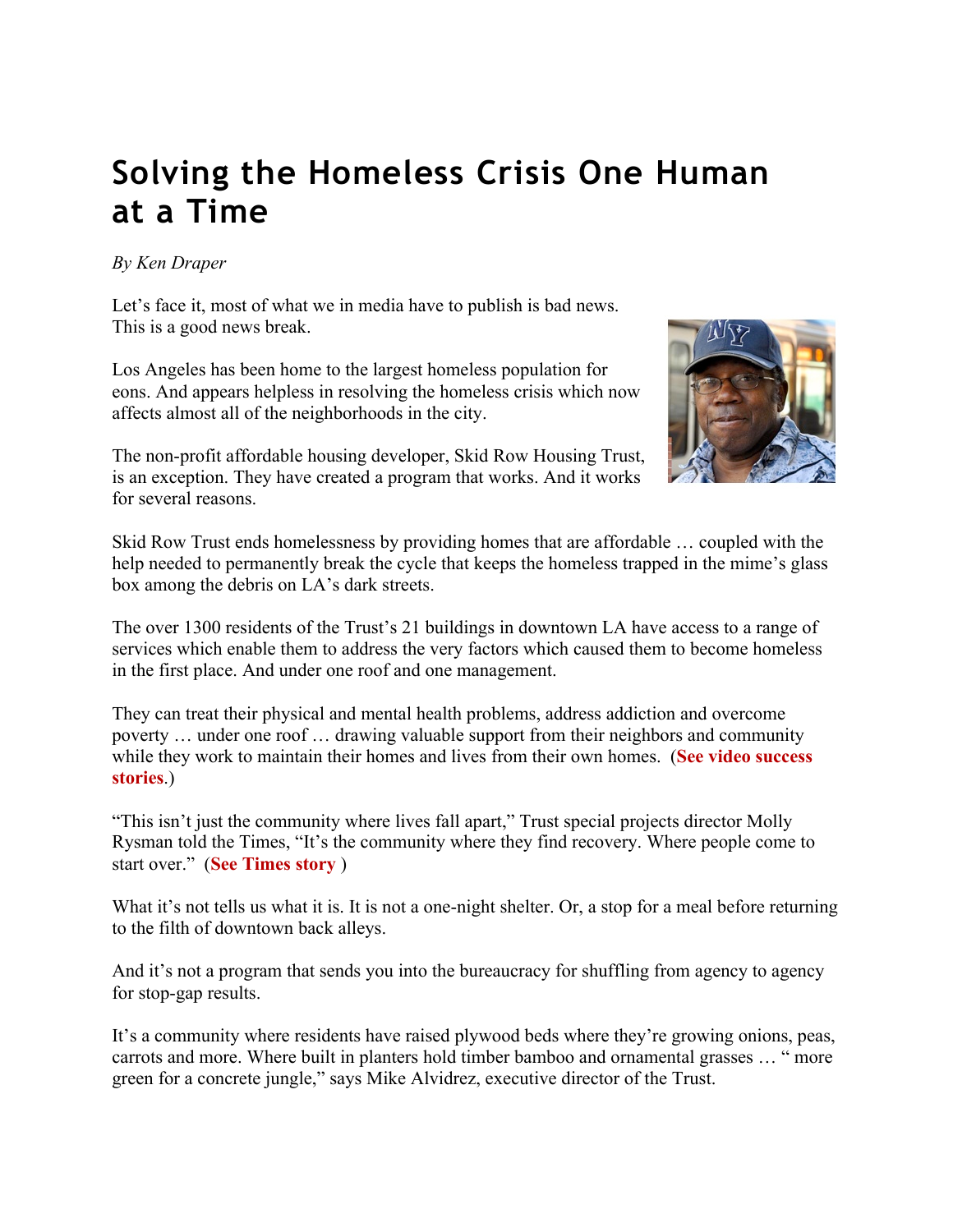# Solving the Homeless Crisis One Human at a Time

*By Ken Draper*

Let's face it, most of what we in media have to publish is bad news. This is a good news break.

Los Angeles has been home to the largest homeless population for eons. And appears helpless in resolving the homeless crisis which now affects almost all of the neighborhoods in the city.

The non-profit affordable housing developer, Skid Row Housing Trust, is an exception. They have created a program that works. And it works for several reasons.

Skid Row Trust ends homelessness by providing homes that are affordable … coupled with the help needed to permanently break the cycle that keeps the homeless trapped in the mime's glass box among the debris on LA's dark streets.

The over 1300 residents of the Trust's 21 buildings in downtown LA have access to a range of services which enable them to address the very factors which caused them to become homeless in the first place. And under one roof and one management.

They can treat their physical and mental health problems, address addiction and overcome poverty … under one roof … drawing valuable support from their neighbors and community while they work to maintain their homes and lives from their own homes. (**See video success stories**.)

"This isn't just the community where lives fall apart," Trust special projects director Molly Rysman told the Times, "It's the community where they find recovery. Where people come to start over." (**See Times story** )

What it's not tells us what it is. It is not a one-night shelter. Or, a stop for a meal before returning to the filth of downtown back alleys.

And it's not a program that sends you into the bureaucracy for shuffling from agency to agency for stop-gap results.

It's a community where residents have raised plywood beds where they're growing onions, peas, carrots and more. Where built in planters hold timber bamboo and ornamental grasses … " more green for a concrete jungle," says Mike Alvidrez, executive director of the Trust.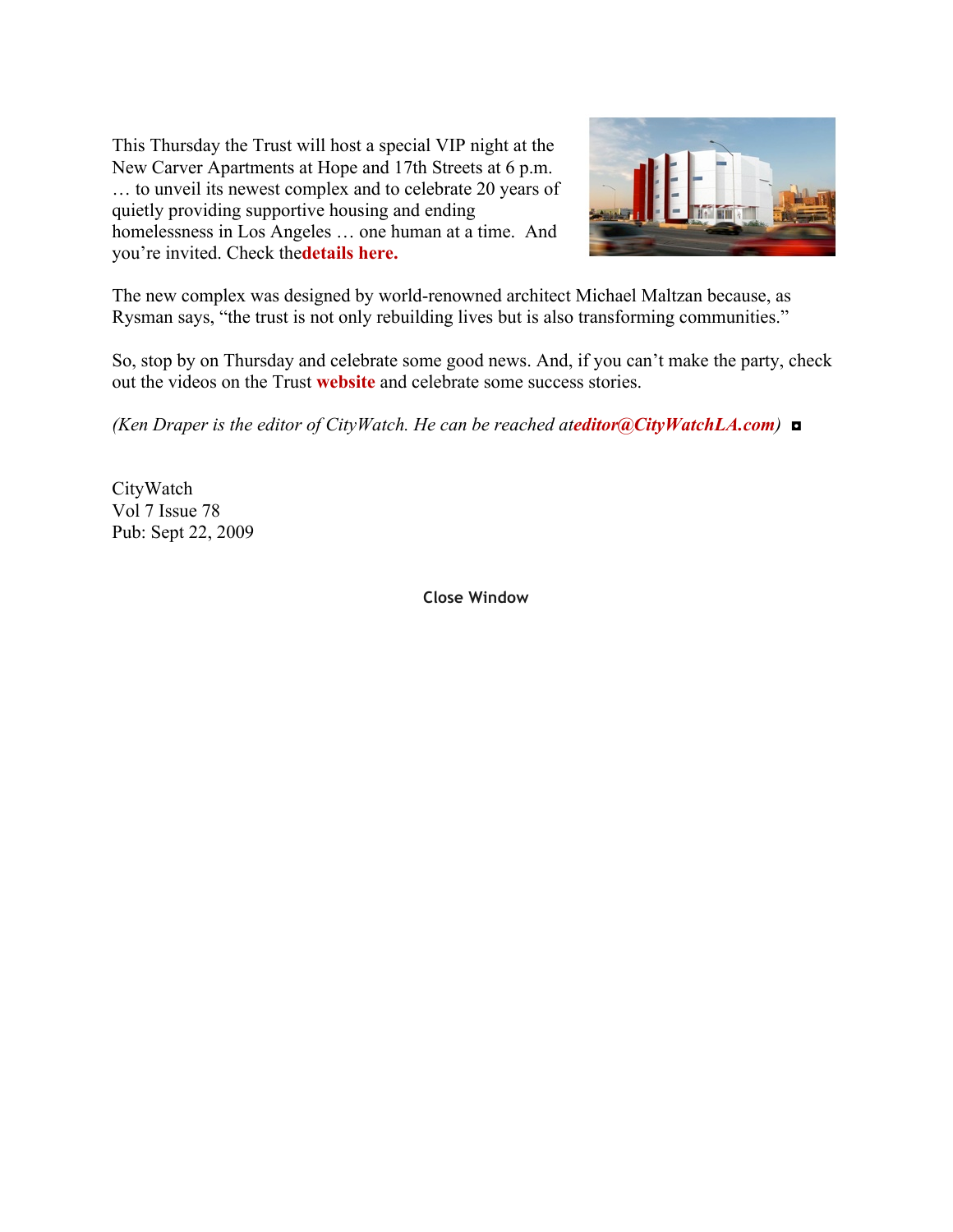This Thursday the Trust will host a special VIP night at the New Carver Apartments at Hope and 17th Streets at 6 p.m. … to unveil its newest complex and to celebrate 20 years of quietly providing supportive housing and ending homelessness in Los Angeles … one human at a time. And you're invited. Check the**details here.**

The new complex was designed by world-renowned architect Michael Maltzan because, as Rysman says, "the trust is not only rebuilding lives but is also transforming communities."

So, stop by on Thursday and celebrate some good news. And, if you can't make the party, check out the videos on the Trust **website** and celebrate some success stories.

*(Ken Draper is the editor of CityWatch. He can be reached at**editor@CityWatchLA.com**)* ◘

CityWatch
Vol 7 Issue 78
Pub: Sept 22, 2009

Close Window